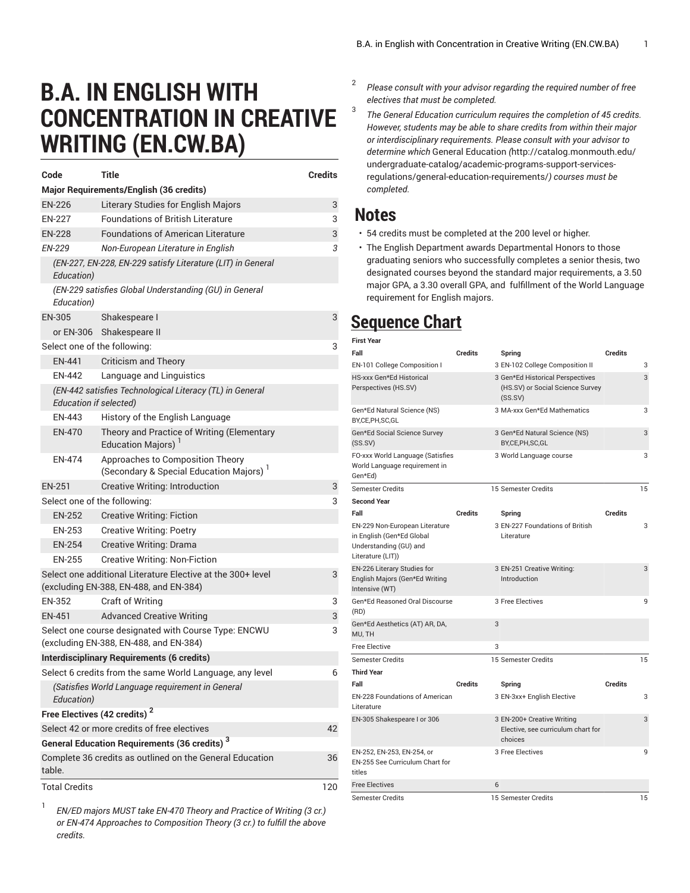# B.A. IN ENGLISH WITH CONCENTRATION IN CREATIVE WRITING (EN.CW.BA)

| Code | Title | Credits |
| --- | --- | --- |
| **Major Requirements/English (36 credits)** | | |
| EN-226 | Literary Studies for English Majors | 3 |
| EN-227 | Foundations of British Literature | 3 |
| EN-228 | Foundations of American Literature | 3 |
| *EN-229* | *Non-European Literature in English* | *3* |
| *(EN-227, EN-228, EN-229 satisfy Literature (LIT) in General Education)* | | |
| *(EN-229 satisfies Global Understanding (GU) in General Education)* | | |
| EN-305 | Shakespeare I | 3 |
| or EN-306 | Shakespeare II | |
| Select one of the following: | | 3 |
| EN-441 | Criticism and Theory | |
| EN-442 | Language and Linguistics | |
| *(EN-442 satisfies Technological Literacy (TL) in General Education if selected)* | | |
| EN-443 | History of the English Language | |
| EN-470 | Theory and Practice of Writing (Elementary Education Majors) [1] | |
| EN-474 | Approaches to Composition Theory (Secondary & Special Education Majors) [1] | |
| EN-251 | Creative Writing: Introduction | 3 |
| Select one of the following: | | 3 |
| EN-252 | Creative Writing: Fiction | |
| EN-253 | Creative Writing: Poetry | |
| EN-254 | Creative Writing: Drama | |
| EN-255 | Creative Writing: Non-Fiction | |
| Select one additional Literature Elective at the 300+ level (excluding EN-388, EN-488, and EN-384) | | 3 |
| EN-352 | Craft of Writing | 3 |
| EN-451 | Advanced Creative Writing | 3 |
| Select one course designated with Course Type: ENCWU (excluding EN-388, EN-488, and EN-384) | | 3 |
| **Interdisciplinary Requirements (6 credits)** | | |
| Select 6 credits from the same World Language, any level | | 6 |
| *(Satisfies World Language requirement in General Education)* | | |
| **Free Electives (42 credits) [2]** | | |
| Select 42 or more credits of free electives | | 42 |
| **General Education Requirements (36 credits) [3]** | | |
| Complete 36 credits as outlined on the General Education table. | | 36 |
| Total Credits | | 120 |

1. *EN/ED majors MUST take EN-470 Theory and Practice of Writing (3 cr.) or EN-474 Approaches to Composition Theory (3 cr.) to fulfill the above credits.*
2. *Please consult with your advisor regarding the required number of free electives that must be completed.*
3. *The General Education curriculum requires the completion of 45 credits. However, students may be able to share credits from within their major or interdisciplinary requirements. Please consult with your advisor to determine which* General Education (http://catalog.monmouth.edu/undergraduate-catalog/academic-programs-support-services-regulations/general-education-requirements/) *courses must be completed.*

## Notes

- 54 credits must be completed at the 200 level or higher.
- The English Department awards Departmental Honors to those graduating seniors who successfully completes a senior thesis, two designated courses beyond the standard major requirements, a 3.50 major GPA, a 3.30 overall GPA, and fulfillment of the World Language requirement for English majors.

## Sequence Chart

| **First Year** | | | |
| --- | --- | --- | --- |
| **Fall** | **Credits** | **Spring** | **Credits** |
| EN-101 College Composition I | 3 | EN-102 College Composition II | 3 |
| HS-xxx Gen*Ed Historical Perspectives (HS.SV) | 3 | Gen*Ed Historical Perspectives (HS.SV) or Social Science Survey (SS.SV) | 3 |
| Gen*Ed Natural Science (NS) BY,CE,PH,SC,GL | 3 | MA-xxx Gen*Ed Mathematics | 3 |
| Gen*Ed Social Science Survey (SS.SV) | 3 | Gen*Ed Natural Science (NS) BY,CE,PH,SC,GL | 3 |
| FO-xxx World Language (Satisfies World Language requirement in Gen*Ed) | 3 | World Language course | 3 |
| Semester Credits | 15 | Semester Credits | 15 |
| **Second Year** | | | |
| **Fall** | **Credits** | **Spring** | **Credits** |
| EN-229 Non-European Literature in English (Gen*Ed Global Understanding (GU) and Literature (LIT)) | 3 | EN-227 Foundations of British Literature | 3 |
| EN-226 Literary Studies for English Majors (Gen*Ed Writing Intensive (WT) | 3 | EN-251 Creative Writing: Introduction | 3 |
| Gen*Ed Reasoned Oral Discourse (RD) | 3 | Free Electives | 9 |
| Gen*Ed Aesthetics (AT) AR, DA, MU, TH | 3 | | |
| Free Elective | 3 | | |
| Semester Credits | 15 | Semester Credits | 15 |
| **Third Year** | | | |
| **Fall** | **Credits** | **Spring** | **Credits** |
| EN-228 Foundations of American Literature | 3 | EN-3xx+ English Elective | 3 |
| EN-305 Shakespeare I or 306 | 3 | EN-200+ Creative Writing Elective, see curriculum chart for choices | 3 |
| EN-252, EN-253, EN-254, or EN-255 See Curriculum Chart for titles | 3 | Free Electives | 9 |
| Free Electives | 6 | | |
| Semester Credits | 15 | Semester Credits | 15 |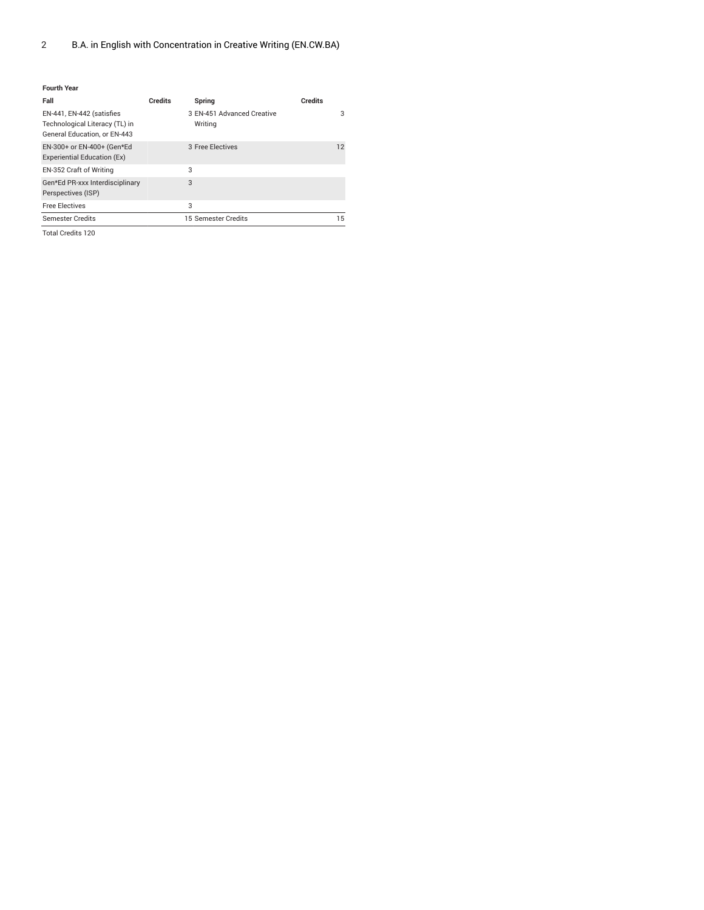| Fourth Year | | | |
|---|---|---|---|
| **Fall** | **Credits** | **Spring** | **Credits** |
| EN-441, EN-442 (satisfies Technological Literacy (TL) in General Education, or EN-443 | 3 | EN-451 Advanced Creative Writing | 3 |
| EN-300+ or EN-400+ (Gen*Ed Experiential Education (Ex) | 3 | Free Electives | 12 |
| EN-352 Craft of Writing | 3 | | |
| Gen*Ed PR-xxx Interdisciplinary Perspectives (ISP) | 3 | | |
| Free Electives | 3 | | |
| Semester Credits | 15 | Semester Credits | 15 |

Total Credits 120